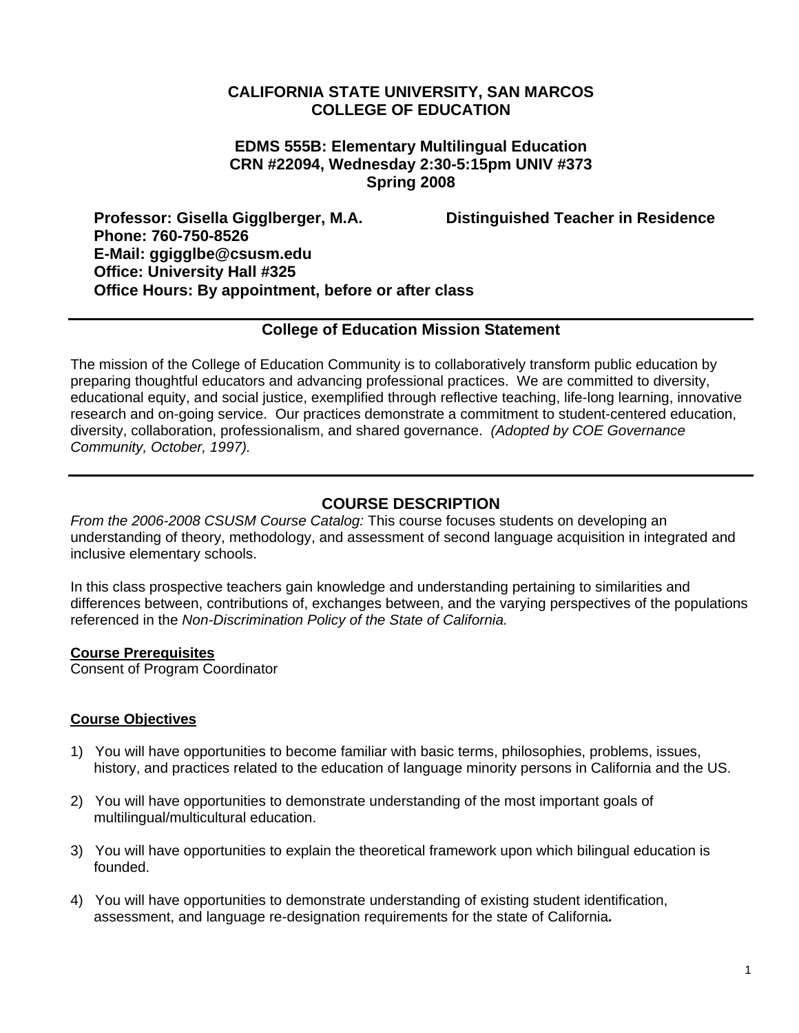# CALIFORNIA STATE UNIVERSITY, SAN MARCOS
# COLLEGE OF EDUCATION

## EDMS 555B: Elementary Multilingual Education
## CRN #22094, Wednesday 2:30-5:15pm UNIV #373
## Spring 2008

**Professor: Gisella Gigglberger, M.A.** **Distinguished Teacher in Residence**
**Phone: 760-750-8526**
**E-Mail: ggigglbe@csusm.edu**
**Office: University Hall #325**
**Office Hours: By appointment, before or after class**

---

### College of Education Mission Statement

The mission of the College of Education Community is to collaboratively transform public education by preparing thoughtful educators and advancing professional practices. We are committed to diversity, educational equity, and social justice, exemplified through reflective teaching, life-long learning, innovative research and on-going service. Our practices demonstrate a commitment to student-centered education, diversity, collaboration, professionalism, and shared governance. *(Adopted by COE Governance Community, October, 1997).*

---

## COURSE DESCRIPTION

*From the 2006-2008 CSUSM Course Catalog:* This course focuses students on developing an understanding of theory, methodology, and assessment of second language acquisition in integrated and inclusive elementary schools.

In this class prospective teachers gain knowledge and understanding pertaining to similarities and differences between, contributions of, exchanges between, and the varying perspectives of the populations referenced in the *Non-Discrimination Policy of the State of California.*

**Course Prerequisites**
Consent of Program Coordinator

**Course Objectives**

1) You will have opportunities to become familiar with basic terms, philosophies, problems, issues, history, and practices related to the education of language minority persons in California and the US.

2) You will have opportunities to demonstrate understanding of the most important goals of multilingual/multicultural education.

3) You will have opportunities to explain the theoretical framework upon which bilingual education is founded.

4) You will have opportunities to demonstrate understanding of existing student identification, assessment, and language re-designation requirements for the state of California**.**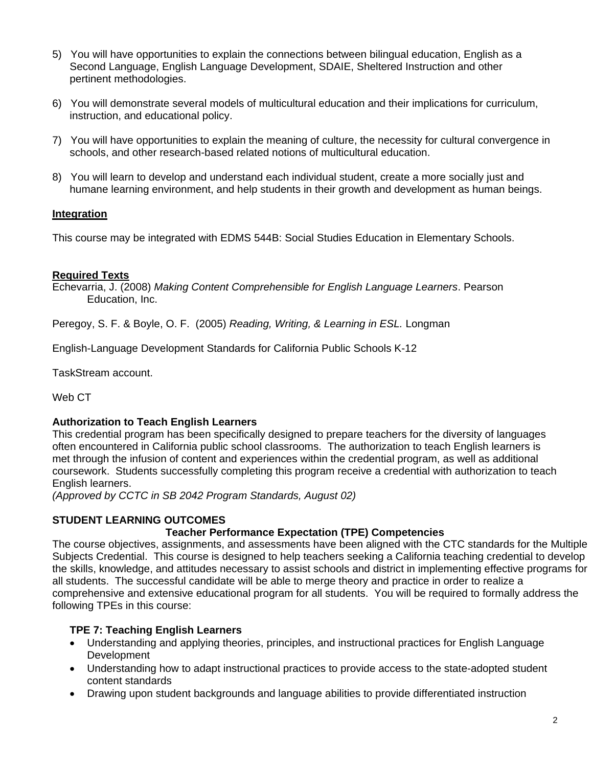5) You will have opportunities to explain the connections between bilingual education, English as a Second Language, English Language Development, SDAIE, Sheltered Instruction and other pertinent methodologies.

6) You will demonstrate several models of multicultural education and their implications for curriculum, instruction, and educational policy.

7) You will have opportunities to explain the meaning of culture, the necessity for cultural convergence in schools, and other research-based related notions of multicultural education.

8) You will learn to develop and understand each individual student, create a more socially just and humane learning environment, and help students in their growth and development as human beings.

**Integration**

This course may be integrated with EDMS 544B: Social Studies Education in Elementary Schools.

**Required Texts**

Echevarria, J. (2008) *Making Content Comprehensible for English Language Learners*. Pearson Education, Inc.

Peregoy, S. F. & Boyle, O. F. (2005) *Reading, Writing, & Learning in ESL.* Longman

English-Language Development Standards for California Public Schools K-12

TaskStream account.

Web CT

**Authorization to Teach English Learners**

This credential program has been specifically designed to prepare teachers for the diversity of languages often encountered in California public school classrooms. The authorization to teach English learners is met through the infusion of content and experiences within the credential program, as well as additional coursework. Students successfully completing this program receive a credential with authorization to teach English learners.
*(Approved by CCTC in SB 2042 Program Standards, August 02)*

**STUDENT LEARNING OUTCOMES**

**Teacher Performance Expectation (TPE) Competencies**

The course objectives, assignments, and assessments have been aligned with the CTC standards for the Multiple Subjects Credential. This course is designed to help teachers seeking a California teaching credential to develop the skills, knowledge, and attitudes necessary to assist schools and district in implementing effective programs for all students. The successful candidate will be able to merge theory and practice in order to realize a comprehensive and extensive educational program for all students. You will be required to formally address the following TPEs in this course:

**TPE 7: Teaching English Learners**

- Understanding and applying theories, principles, and instructional practices for English Language Development
- Understanding how to adapt instructional practices to provide access to the state-adopted student content standards
- Drawing upon student backgrounds and language abilities to provide differentiated instruction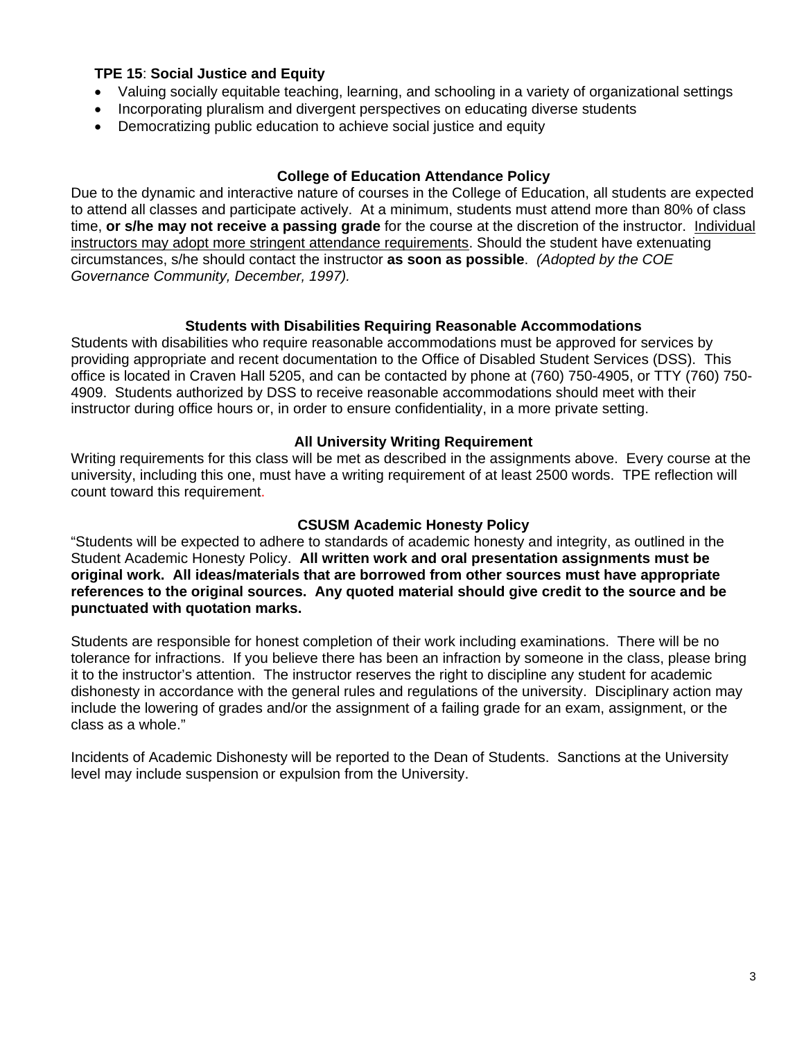**TPE 15**: **Social Justice and Equity**

- Valuing socially equitable teaching, learning, and schooling in a variety of organizational settings
- Incorporating pluralism and divergent perspectives on educating diverse students
- Democratizing public education to achieve social justice and equity

### College of Education Attendance Policy

Due to the dynamic and interactive nature of courses in the College of Education, all students are expected to attend all classes and participate actively. At a minimum, students must attend more than 80% of class time, **or s/he may not receive a passing grade** for the course at the discretion of the instructor. Individual instructors may adopt more stringent attendance requirements. Should the student have extenuating circumstances, s/he should contact the instructor **as soon as possible**. *(Adopted by the COE Governance Community, December, 1997).*

### Students with Disabilities Requiring Reasonable Accommodations

Students with disabilities who require reasonable accommodations must be approved for services by providing appropriate and recent documentation to the Office of Disabled Student Services (DSS). This office is located in Craven Hall 5205, and can be contacted by phone at (760) 750-4905, or TTY (760) 750-4909. Students authorized by DSS to receive reasonable accommodations should meet with their instructor during office hours or, in order to ensure confidentiality, in a more private setting.

### All University Writing Requirement

Writing requirements for this class will be met as described in the assignments above. Every course at the university, including this one, must have a writing requirement of at least 2500 words. TPE reflection will count toward this requirement.

### CSUSM Academic Honesty Policy

"Students will be expected to adhere to standards of academic honesty and integrity, as outlined in the Student Academic Honesty Policy. **All written work and oral presentation assignments must be original work. All ideas/materials that are borrowed from other sources must have appropriate references to the original sources. Any quoted material should give credit to the source and be punctuated with quotation marks.**

Students are responsible for honest completion of their work including examinations. There will be no tolerance for infractions. If you believe there has been an infraction by someone in the class, please bring it to the instructor's attention. The instructor reserves the right to discipline any student for academic dishonesty in accordance with the general rules and regulations of the university. Disciplinary action may include the lowering of grades and/or the assignment of a failing grade for an exam, assignment, or the class as a whole."

Incidents of Academic Dishonesty will be reported to the Dean of Students. Sanctions at the University level may include suspension or expulsion from the University.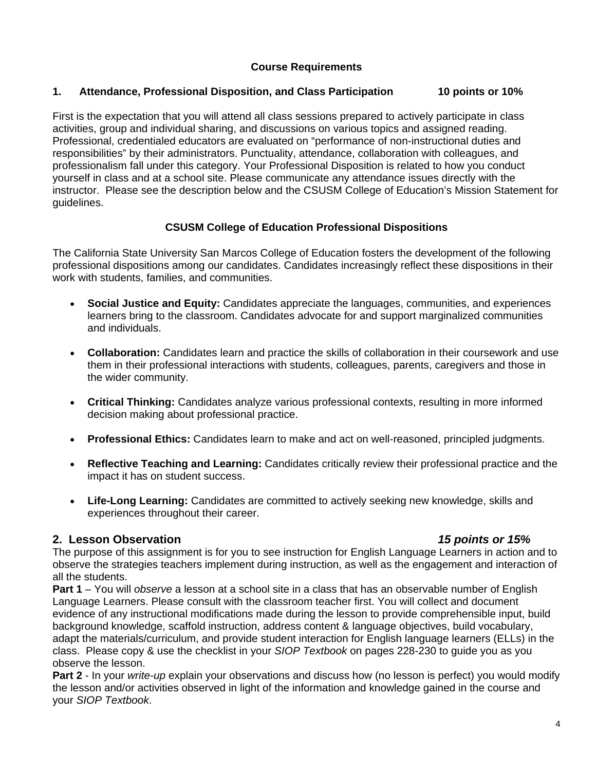## Course Requirements

### 1. Attendance, Professional Disposition, and Class Participation 10 points or 10%

First is the expectation that you will attend all class sessions prepared to actively participate in class activities, group and individual sharing, and discussions on various topics and assigned reading. Professional, credentialed educators are evaluated on "performance of non-instructional duties and responsibilities" by their administrators. Punctuality, attendance, collaboration with colleagues, and professionalism fall under this category. Your Professional Disposition is related to how you conduct yourself in class and at a school site. Please communicate any attendance issues directly with the instructor. Please see the description below and the CSUSM College of Education's Mission Statement for guidelines.

### CSUSM College of Education Professional Dispositions

The California State University San Marcos College of Education fosters the development of the following professional dispositions among our candidates. Candidates increasingly reflect these dispositions in their work with students, families, and communities.

- **Social Justice and Equity:** Candidates appreciate the languages, communities, and experiences learners bring to the classroom. Candidates advocate for and support marginalized communities and individuals.
- **Collaboration:** Candidates learn and practice the skills of collaboration in their coursework and use them in their professional interactions with students, colleagues, parents, caregivers and those in the wider community.
- **Critical Thinking:** Candidates analyze various professional contexts, resulting in more informed decision making about professional practice.
- **Professional Ethics:** Candidates learn to make and act on well-reasoned, principled judgments.
- **Reflective Teaching and Learning:** Candidates critically review their professional practice and the impact it has on student success.
- **Life-Long Learning:** Candidates are committed to actively seeking new knowledge, skills and experiences throughout their career.

### 2. Lesson Observation *15 points or 15%*

The purpose of this assignment is for you to see instruction for English Language Learners in action and to observe the strategies teachers implement during instruction, as well as the engagement and interaction of all the students.

**Part 1** – You will *observe* a lesson at a school site in a class that has an observable number of English Language Learners. Please consult with the classroom teacher first. You will collect and document evidence of any instructional modifications made during the lesson to provide comprehensible input, build background knowledge, scaffold instruction, address content & language objectives, build vocabulary, adapt the materials/curriculum, and provide student interaction for English language learners (ELLs) in the class. Please copy & use the checklist in your *SIOP Textbook* on pages 228-230 to guide you as you observe the lesson.

**Part 2** - In your *write-up* explain your observations and discuss how (no lesson is perfect) you would modify the lesson and/or activities observed in light of the information and knowledge gained in the course and your *SIOP Textbook*.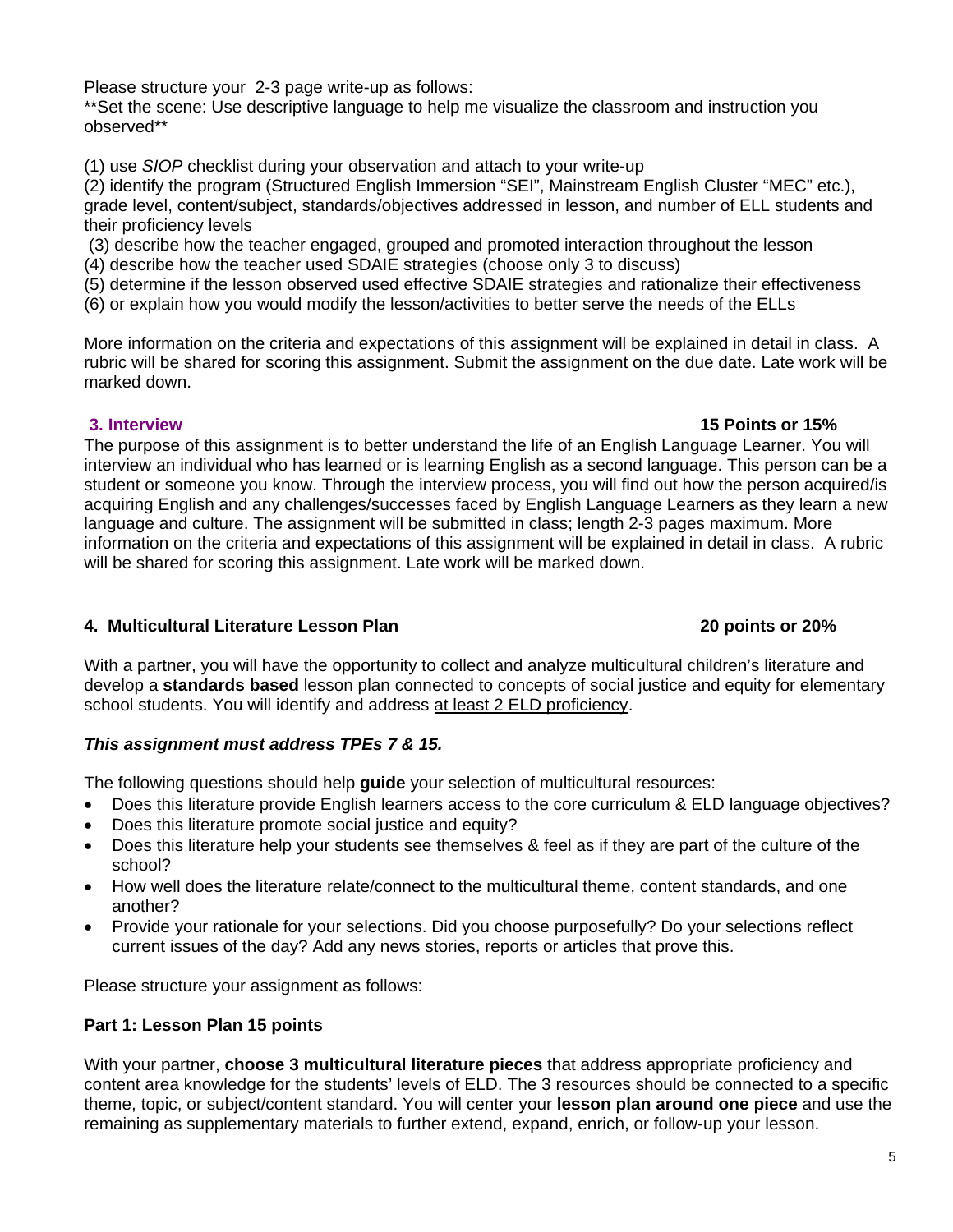Please structure your 2-3 page write-up as follows:
**Set the scene: Use descriptive language to help me visualize the classroom and instruction you observed**

(1) use *SIOP* checklist during your observation and attach to your write-up
(2) identify the program (Structured English Immersion "SEI", Mainstream English Cluster "MEC" etc.), grade level, content/subject, standards/objectives addressed in lesson, and number of ELL students and their proficiency levels
(3) describe how the teacher engaged, grouped and promoted interaction throughout the lesson
(4) describe how the teacher used SDAIE strategies (choose only 3 to discuss)
(5) determine if the lesson observed used effective SDAIE strategies and rationalize their effectiveness
(6) or explain how you would modify the lesson/activities to better serve the needs of the ELLs

More information on the criteria and expectations of this assignment will be explained in detail in class. A rubric will be shared for scoring this assignment. Submit the assignment on the due date. Late work will be marked down.

### 3. Interview — 15 Points or 15%

The purpose of this assignment is to better understand the life of an English Language Learner. You will interview an individual who has learned or is learning English as a second language. This person can be a student or someone you know. Through the interview process, you will find out how the person acquired/is acquiring English and any challenges/successes faced by English Language Learners as they learn a new language and culture. The assignment will be submitted in class; length 2-3 pages maximum. More information on the criteria and expectations of this assignment will be explained in detail in class. A rubric will be shared for scoring this assignment. Late work will be marked down.

### 4. Multicultural Literature Lesson Plan — 20 points or 20%

With a partner, you will have the opportunity to collect and analyze multicultural children's literature and develop a **standards based** lesson plan connected to concepts of social justice and equity for elementary school students. You will identify and address <u>at least 2 ELD proficiency</u>.

***This assignment must address TPEs 7 & 15.***

The following questions should help **guide** your selection of multicultural resources:

- Does this literature provide English learners access to the core curriculum & ELD language objectives?
- Does this literature promote social justice and equity?
- Does this literature help your students see themselves & feel as if they are part of the culture of the school?
- How well does the literature relate/connect to the multicultural theme, content standards, and one another?
- Provide your rationale for your selections. Did you choose purposefully? Do your selections reflect current issues of the day? Add any news stories, reports or articles that prove this.

Please structure your assignment as follows:

**Part 1: Lesson Plan 15 points**

With your partner, **choose 3 multicultural literature pieces** that address appropriate proficiency and content area knowledge for the students' levels of ELD. The 3 resources should be connected to a specific theme, topic, or subject/content standard. You will center your **lesson plan around one piece** and use the remaining as supplementary materials to further extend, expand, enrich, or follow-up your lesson.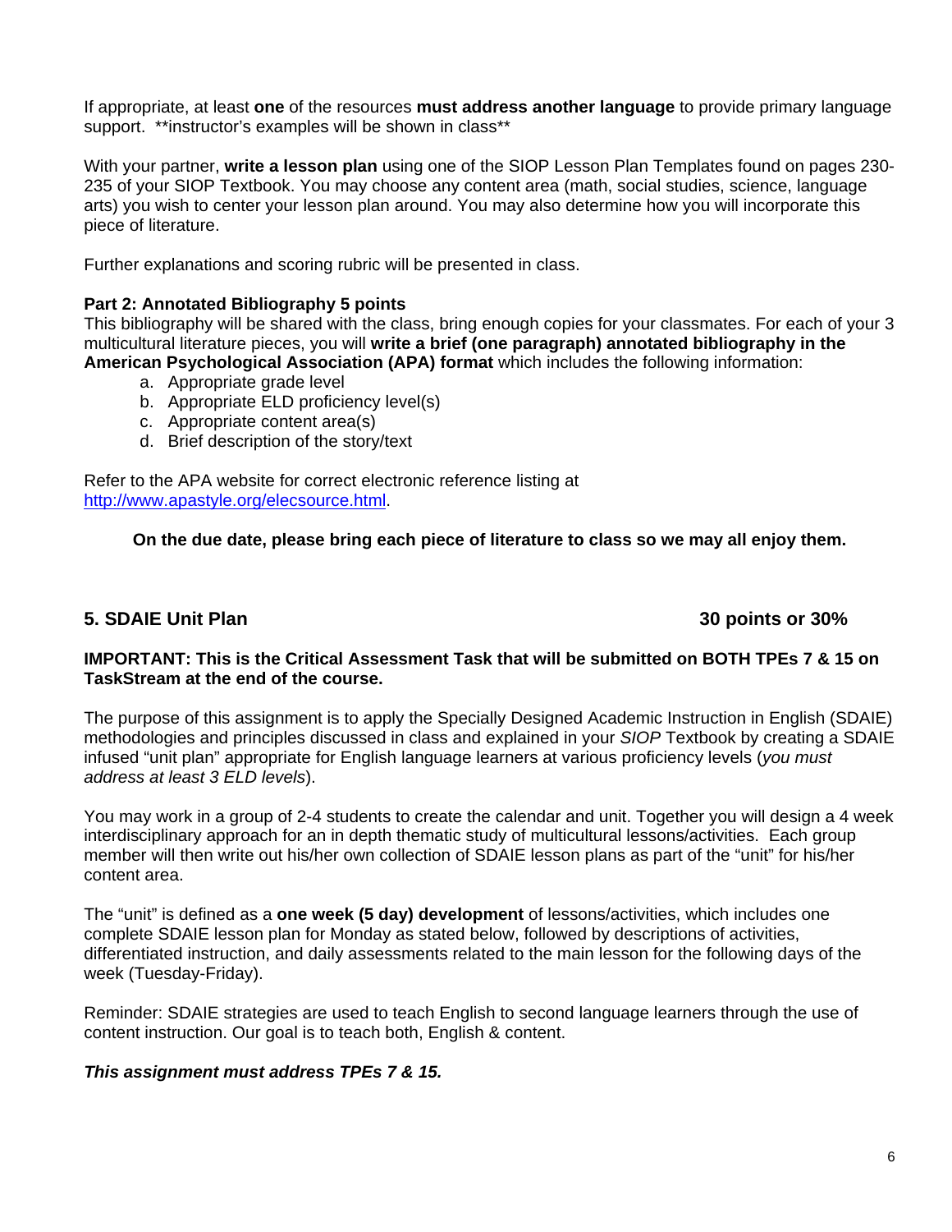If appropriate, at least **one** of the resources **must address another language** to provide primary language support. **instructor's examples will be shown in class**

With your partner, **write a lesson plan** using one of the SIOP Lesson Plan Templates found on pages 230-235 of your SIOP Textbook. You may choose any content area (math, social studies, science, language arts) you wish to center your lesson plan around. You may also determine how you will incorporate this piece of literature.

Further explanations and scoring rubric will be presented in class.

**Part 2: Annotated Bibliography 5 points**

This bibliography will be shared with the class, bring enough copies for your classmates. For each of your 3 multicultural literature pieces, you will **write a brief (one paragraph) annotated bibliography in the American Psychological Association (APA) format** which includes the following information:

a. Appropriate grade level
b. Appropriate ELD proficiency level(s)
c. Appropriate content area(s)
d. Brief description of the story/text

Refer to the APA website for correct electronic reference listing at http://www.apastyle.org/elecsource.html.

**On the due date, please bring each piece of literature to class so we may all enjoy them.**

## 5. SDAIE Unit Plan — 30 points or 30%

**IMPORTANT: This is the Critical Assessment Task that will be submitted on BOTH TPEs 7 & 15 on TaskStream at the end of the course.**

The purpose of this assignment is to apply the Specially Designed Academic Instruction in English (SDAIE) methodologies and principles discussed in class and explained in your *SIOP* Textbook by creating a SDAIE infused "unit plan" appropriate for English language learners at various proficiency levels (*you must address at least 3 ELD levels*).

You may work in a group of 2-4 students to create the calendar and unit. Together you will design a 4 week interdisciplinary approach for an in depth thematic study of multicultural lessons/activities. Each group member will then write out his/her own collection of SDAIE lesson plans as part of the "unit" for his/her content area.

The "unit" is defined as a **one week (5 day) development** of lessons/activities, which includes one complete SDAIE lesson plan for Monday as stated below, followed by descriptions of activities, differentiated instruction, and daily assessments related to the main lesson for the following days of the week (Tuesday-Friday).

Reminder: SDAIE strategies are used to teach English to second language learners through the use of content instruction. Our goal is to teach both, English & content.

***This assignment must address TPEs 7 & 15.***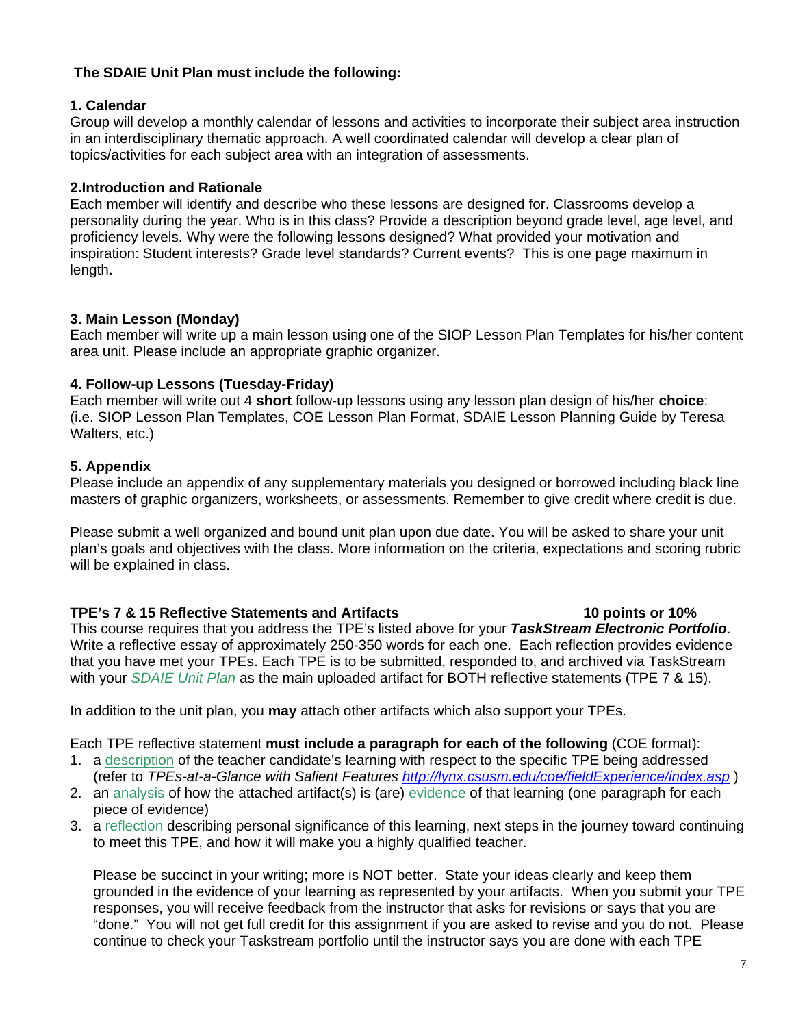**The SDAIE Unit Plan must include the following:**

**1. Calendar**
Group will develop a monthly calendar of lessons and activities to incorporate their subject area instruction in an interdisciplinary thematic approach. A well coordinated calendar will develop a clear plan of topics/activities for each subject area with an integration of assessments.

**2.Introduction and Rationale**
Each member will identify and describe who these lessons are designed for. Classrooms develop a personality during the year. Who is in this class? Provide a description beyond grade level, age level, and proficiency levels. Why were the following lessons designed? What provided your motivation and inspiration: Student interests? Grade level standards? Current events? This is one page maximum in length.

**3. Main Lesson (Monday)**
Each member will write up a main lesson using one of the SIOP Lesson Plan Templates for his/her content area unit. Please include an appropriate graphic organizer.

**4. Follow-up Lessons (Tuesday-Friday)**
Each member will write out 4 **short** follow-up lessons using any lesson plan design of his/her **choice**: (i.e. SIOP Lesson Plan Templates, COE Lesson Plan Format, SDAIE Lesson Planning Guide by Teresa Walters, etc.)

**5. Appendix**
Please include an appendix of any supplementary materials you designed or borrowed including black line masters of graphic organizers, worksheets, or assessments. Remember to give credit where credit is due.

Please submit a well organized and bound unit plan upon due date. You will be asked to share your unit plan's goals and objectives with the class. More information on the criteria, expectations and scoring rubric will be explained in class.

**TPE's 7 & 15 Reflective Statements and Artifacts** **10 points or 10%**
This course requires that you address the TPE's listed above for your ***TaskStream Electronic Portfolio***. Write a reflective essay of approximately 250-350 words for each one. Each reflection provides evidence that you have met your TPEs. Each TPE is to be submitted, responded to, and archived via TaskStream with your *SDAIE Unit Plan* as the main uploaded artifact for BOTH reflective statements (TPE 7 & 15).

In addition to the unit plan, you **may** attach other artifacts which also support your TPEs.

Each TPE reflective statement **must include a paragraph for each of the following** (COE format):

1. a description of the teacher candidate's learning with respect to the specific TPE being addressed (refer to *TPEs-at-a-Glance with Salient Features* *http://lynx.csusm.edu/coe/fieldExperience/index.asp* )
2. an analysis of how the attached artifact(s) is (are) evidence of that learning (one paragraph for each piece of evidence)
3. a reflection describing personal significance of this learning, next steps in the journey toward continuing to meet this TPE, and how it will make you a highly qualified teacher.

Please be succinct in your writing; more is NOT better. State your ideas clearly and keep them grounded in the evidence of your learning as represented by your artifacts. When you submit your TPE responses, you will receive feedback from the instructor that asks for revisions or says that you are "done." You will not get full credit for this assignment if you are asked to revise and you do not. Please continue to check your Taskstream portfolio until the instructor says you are done with each TPE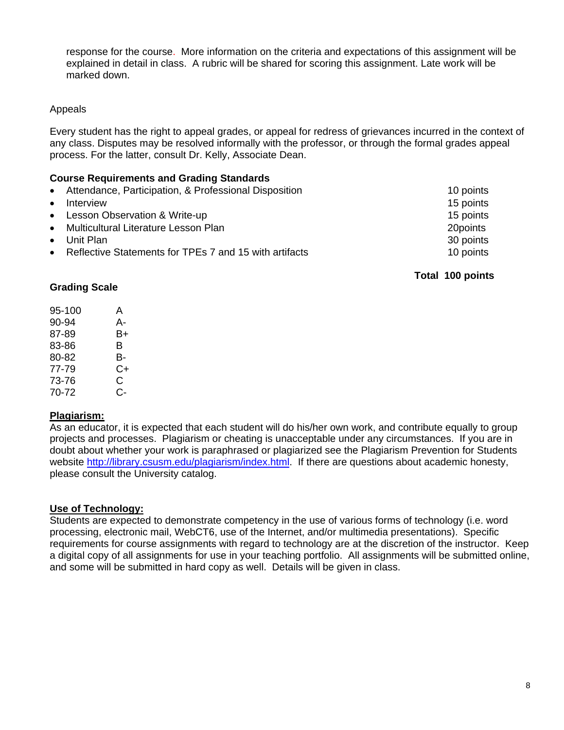response for the course. More information on the criteria and expectations of this assignment will be explained in detail in class. A rubric will be shared for scoring this assignment. Late work will be marked down.

Appeals

Every student has the right to appeal grades, or appeal for redress of grievances incurred in the context of any class. Disputes may be resolved informally with the professor, or through the formal grades appeal process. For the latter, consult Dr. Kelly, Associate Dean.

**Course Requirements and Grading Standards**

| Requirement | Points |
|---|---|
| Attendance, Participation, & Professional Disposition | 10 points |
| Interview | 15 points |
| Lesson Observation & Write-up | 15 points |
| Multicultural Literature Lesson Plan | 20points |
| Unit Plan | 30 points |
| Reflective Statements for TPEs 7 and 15 with artifacts | 10 points |
| **Total** | **100 points** |

**Grading Scale**

| Score | Grade |
|---|---|
| 95-100 | A |
| 90-94 | A- |
| 87-89 | B+ |
| 83-86 | B |
| 80-82 | B- |
| 77-79 | C+ |
| 73-76 | C |
| 70-72 | C- |

**Plagiarism:**

As an educator, it is expected that each student will do his/her own work, and contribute equally to group projects and processes. Plagiarism or cheating is unacceptable under any circumstances. If you are in doubt about whether your work is paraphrased or plagiarized see the Plagiarism Prevention for Students website http://library.csusm.edu/plagiarism/index.html. If there are questions about academic honesty, please consult the University catalog.

**Use of Technology:**

Students are expected to demonstrate competency in the use of various forms of technology (i.e. word processing, electronic mail, WebCT6, use of the Internet, and/or multimedia presentations). Specific requirements for course assignments with regard to technology are at the discretion of the instructor. Keep a digital copy of all assignments for use in your teaching portfolio. All assignments will be submitted online, and some will be submitted in hard copy as well. Details will be given in class.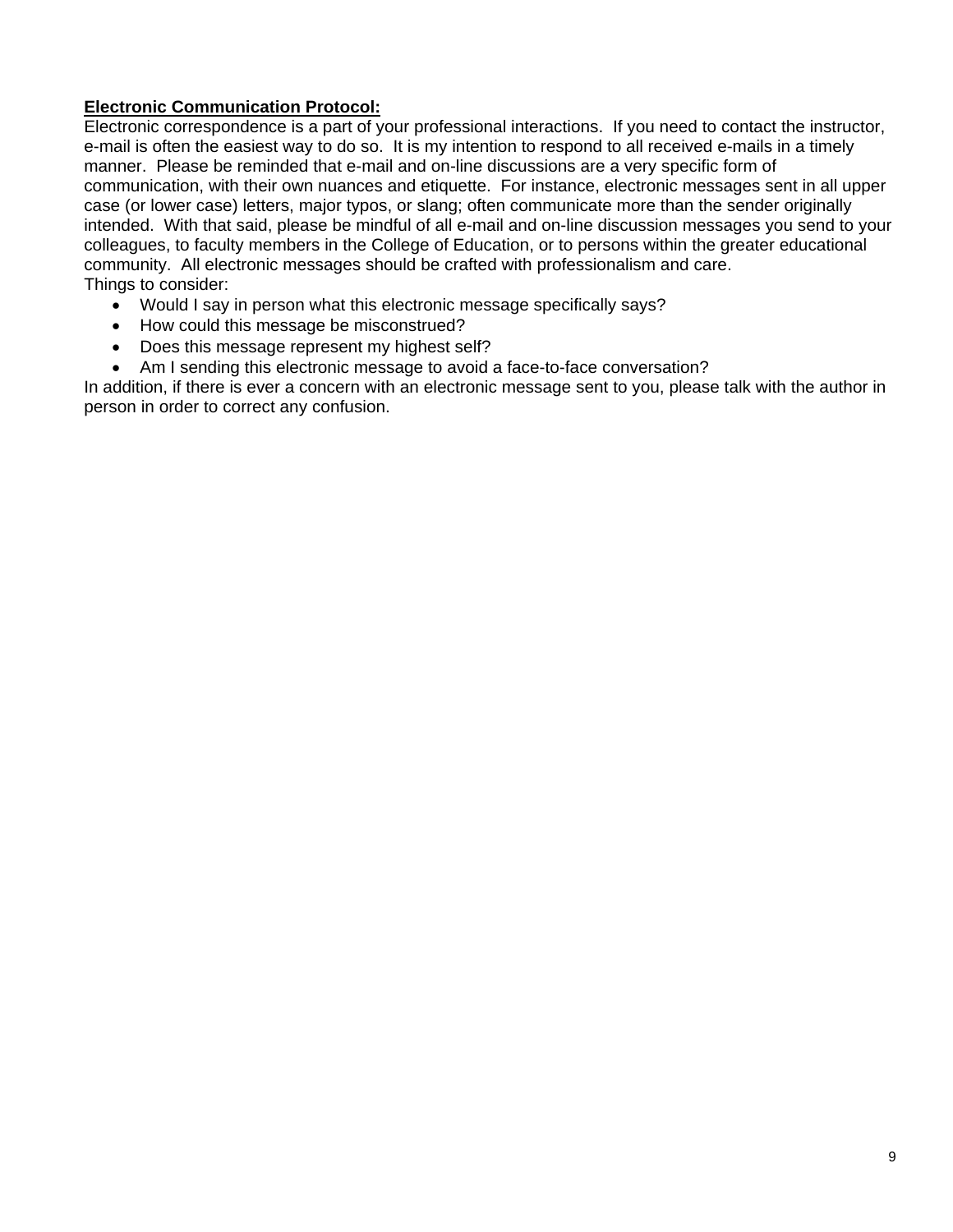**<u>Electronic Communication Protocol:</u>**

Electronic correspondence is a part of your professional interactions. If you need to contact the instructor, e-mail is often the easiest way to do so. It is my intention to respond to all received e-mails in a timely manner. Please be reminded that e-mail and on-line discussions are a very specific form of communication, with their own nuances and etiquette. For instance, electronic messages sent in all upper case (or lower case) letters, major typos, or slang; often communicate more than the sender originally intended. With that said, please be mindful of all e-mail and on-line discussion messages you send to your colleagues, to faculty members in the College of Education, or to persons within the greater educational community. All electronic messages should be crafted with professionalism and care.

Things to consider:

- Would I say in person what this electronic message specifically says?
- How could this message be misconstrued?
- Does this message represent my highest self?
- Am I sending this electronic message to avoid a face-to-face conversation?

In addition, if there is ever a concern with an electronic message sent to you, please talk with the author in person in order to correct any confusion.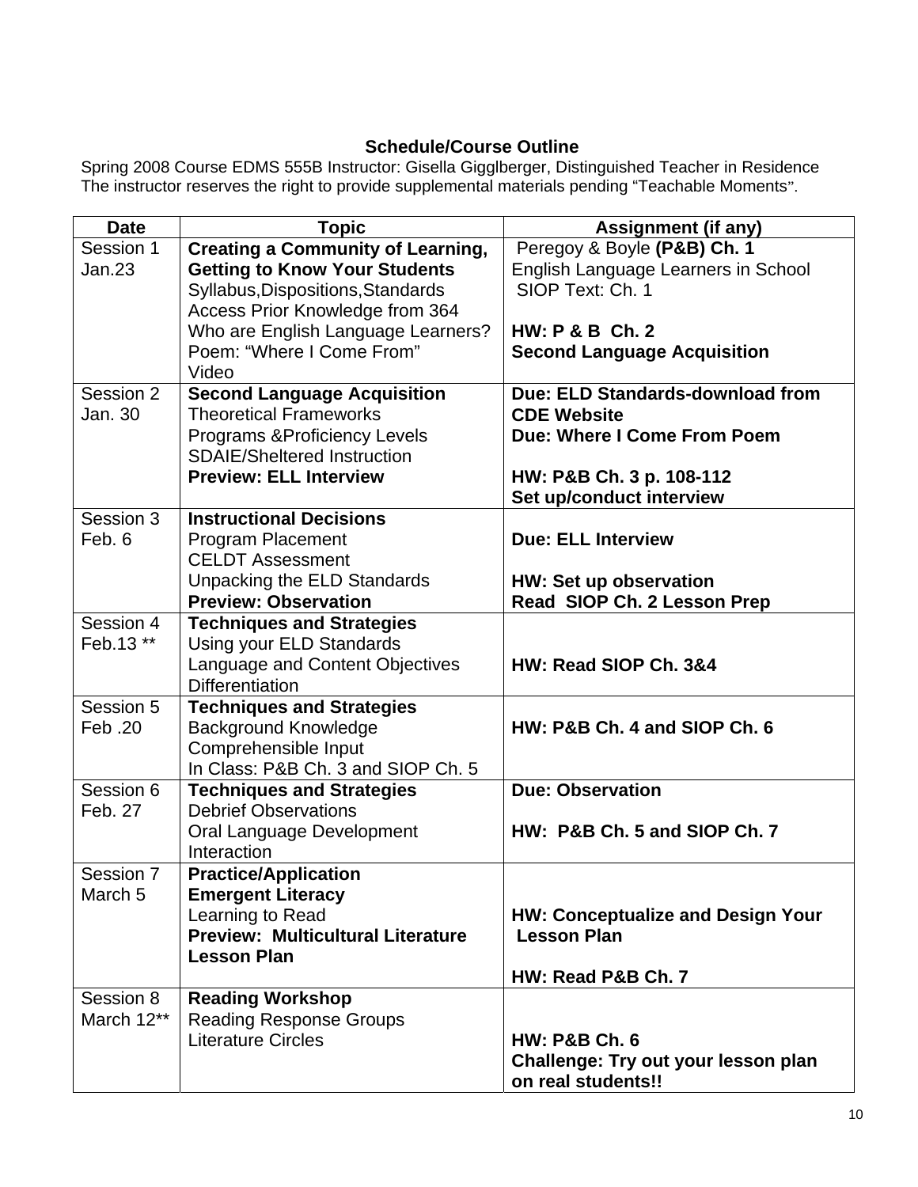**Schedule/Course Outline**

Spring 2008 Course EDMS 555B Instructor: Gisella Gigglberger, Distinguished Teacher in Residence
The instructor reserves the right to provide supplemental materials pending "Teachable Moments".

| Date | Topic | Assignment (if any) |
|---|---|---|
| Session 1<br>Jan.23 | **Creating a Community of Learning, Getting to Know Your Students**<br>Syllabus,Dispositions,Standards<br>Access Prior Knowledge from 364<br>Who are English Language Learners?<br>Poem: "Where I Come From"<br>Video | Peregoy & Boyle **(P&B) Ch. 1**<br>English Language Learners in School<br>SIOP Text: Ch. 1<br><br>**HW: P & B Ch. 2**<br>**Second Language Acquisition** |
| Session 2<br>Jan. 30 | **Second Language Acquisition**<br>Theoretical Frameworks<br>Programs &Proficiency Levels<br>SDAIE/Sheltered Instruction<br>**Preview: ELL Interview** | **Due: ELD Standards-download from CDE Website**<br>**Due: Where I Come From Poem**<br><br>**HW: P&B Ch. 3 p. 108-112**<br>**Set up/conduct interview** |
| Session 3<br>Feb. 6 | **Instructional Decisions**<br>Program Placement<br>CELDT Assessment<br>Unpacking the ELD Standards<br>**Preview: Observation** | **Due: ELL Interview**<br><br>**HW: Set up observation**<br>**Read SIOP Ch. 2 Lesson Prep** |
| Session 4<br>Feb.13 ** | **Techniques and Strategies**<br>Using your ELD Standards<br>Language and Content Objectives<br>Differentiation | **HW: Read SIOP Ch. 3&4** |
| Session 5<br>Feb .20 | **Techniques and Strategies**<br>Background Knowledge<br>Comprehensible Input<br>In Class: P&B Ch. 3 and SIOP Ch. 5 | **HW: P&B Ch. 4 and SIOP Ch. 6** |
| Session 6<br>Feb. 27 | **Techniques and Strategies**<br>Debrief Observations<br>Oral Language Development<br>Interaction | **Due: Observation**<br><br>**HW: P&B Ch. 5 and SIOP Ch. 7** |
| Session 7<br>March 5 | **Practice/Application**<br>**Emergent Literacy**<br>Learning to Read<br>**Preview: Multicultural Literature Lesson Plan** | **HW: Conceptualize and Design Your Lesson Plan**<br><br>**HW: Read P&B Ch. 7** |
| Session 8<br>March 12** | **Reading Workshop**<br>Reading Response Groups<br>Literature Circles | **HW: P&B Ch. 6**<br>**Challenge: Try out your lesson plan on real students!!** |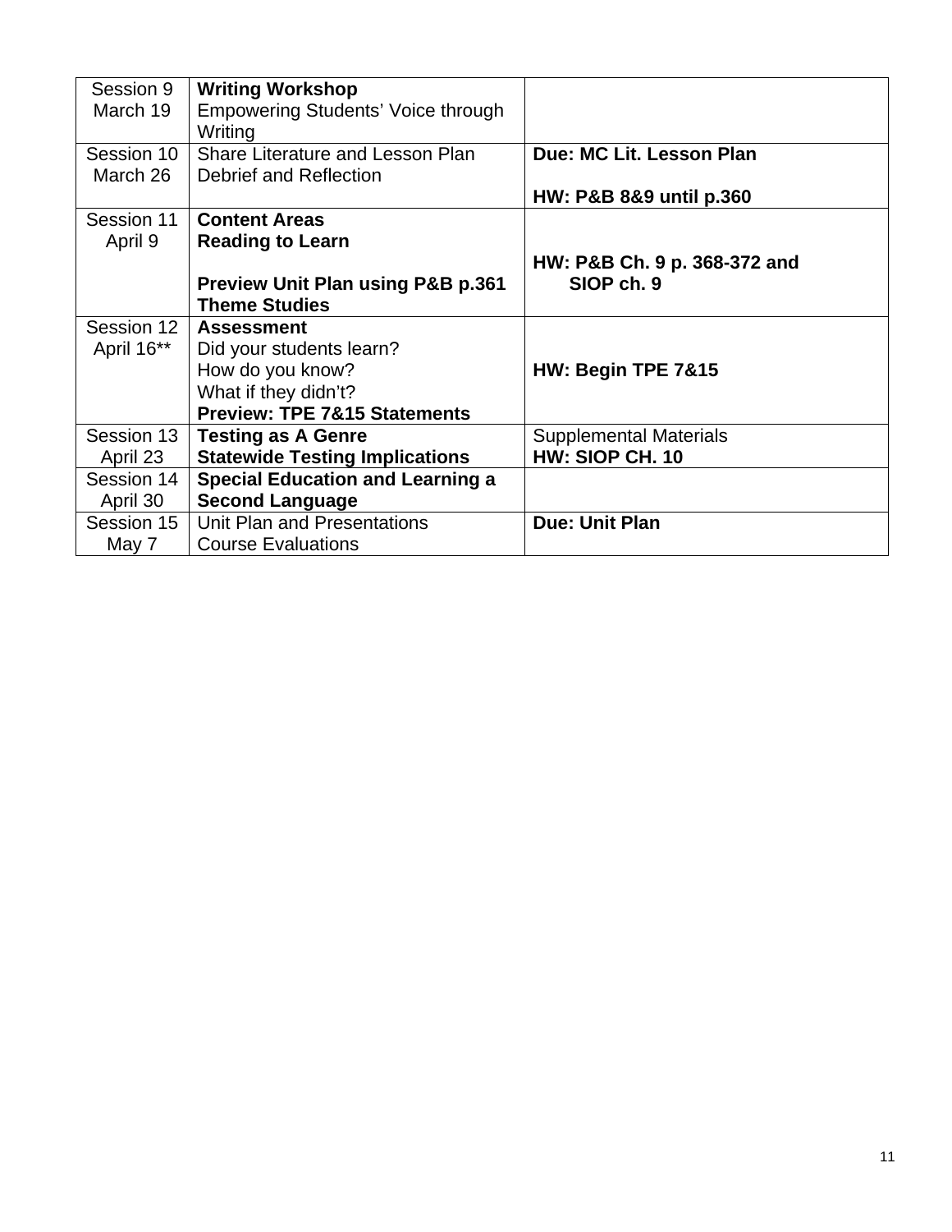| Session 9 March 19 | **Writing Workshop** Empowering Students' Voice through Writing | |
|---|---|---|
| Session 10 March 26 | Share Literature and Lesson Plan Debrief and Reflection | **Due: MC Lit. Lesson Plan** <br><br> **HW: P&B 8&9 until p.360** |
| Session 11 April 9 | **Content Areas** <br> **Reading to Learn** <br><br> **Preview Unit Plan using P&B p.361 Theme Studies** | **HW: P&B Ch. 9 p. 368-372 and SIOP ch. 9** |
| Session 12 April 16** | **Assessment** <br> Did your students learn? <br> How do you know? <br> What if they didn't? <br> **Preview: TPE 7&15 Statements** | **HW: Begin TPE 7&15** |
| Session 13 April 23 | **Testing as A Genre** <br> **Statewide Testing Implications** | Supplemental Materials <br> **HW: SIOP CH. 10** |
| Session 14 April 30 | **Special Education and Learning a Second Language** | |
| Session 15 May 7 | Unit Plan and Presentations <br> Course Evaluations | **Due: Unit Plan** |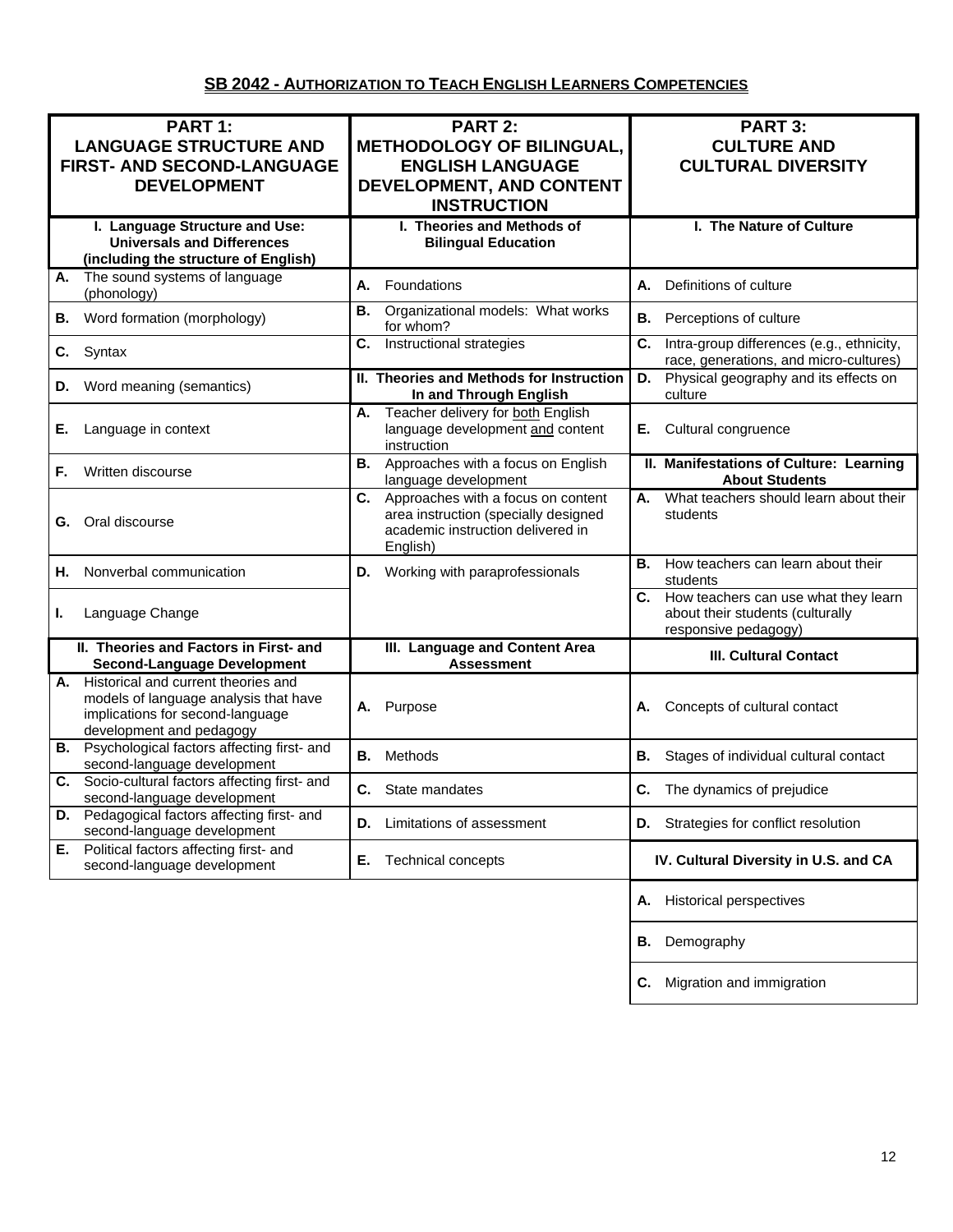## SB 2042 - AUTHORIZATION TO TEACH ENGLISH LEARNERS COMPETENCIES

| PART 1: LANGUAGE STRUCTURE AND FIRST- AND SECOND-LANGUAGE DEVELOPMENT | PART 2: METHODOLOGY OF BILINGUAL, ENGLISH LANGUAGE DEVELOPMENT, AND CONTENT INSTRUCTION | PART 3: CULTURE AND CULTURAL DIVERSITY |
|---|---|---|
| **I. Language Structure and Use: Universals and Differences (including the structure of English)** | **I. Theories and Methods of Bilingual Education** | **I. The Nature of Culture** |
| **A.** The sound systems of language (phonology) | **A.** Foundations | **A.** Definitions of culture |
| **B.** Word formation (morphology) | **B.** Organizational models: What works for whom? | **B.** Perceptions of culture |
| **C.** Syntax | **C.** Instructional strategies | **C.** Intra-group differences (e.g., ethnicity, race, generations, and micro-cultures) |
| **D.** Word meaning (semantics) | **II. Theories and Methods for Instruction In and Through English** | **D.** Physical geography and its effects on culture |
| **E.** Language in context | **A.** Teacher delivery for both English language development and content instruction | **E.** Cultural congruence |
| **F.** Written discourse | **B.** Approaches with a focus on English language development | **II. Manifestations of Culture: Learning About Students** |
| **G.** Oral discourse | **C.** Approaches with a focus on content area instruction (specially designed academic instruction delivered in English) | **A.** What teachers should learn about their students |
| **H.** Nonverbal communication | **D.** Working with paraprofessionals | **B.** How teachers can learn about their students |
| **I.** Language Change | | **C.** How teachers can use what they learn about their students (culturally responsive pedagogy) |
| **II. Theories and Factors in First- and Second-Language Development** | **III. Language and Content Area Assessment** | **III. Cultural Contact** |
| **A.** Historical and current theories and models of language analysis that have implications for second-language development and pedagogy | **A.** Purpose | **A.** Concepts of cultural contact |
| **B.** Psychological factors affecting first- and second-language development | **B.** Methods | **B.** Stages of individual cultural contact |
| **C.** Socio-cultural factors affecting first- and second-language development | **C.** State mandates | **C.** The dynamics of prejudice |
| **D.** Pedagogical factors affecting first- and second-language development | **D.** Limitations of assessment | **D.** Strategies for conflict resolution |
| **E.** Political factors affecting first- and second-language development | **E.** Technical concepts | **IV. Cultural Diversity in U.S. and CA** |
| | | **A.** Historical perspectives |
| | | **B.** Demography |
| | | **C.** Migration and immigration |